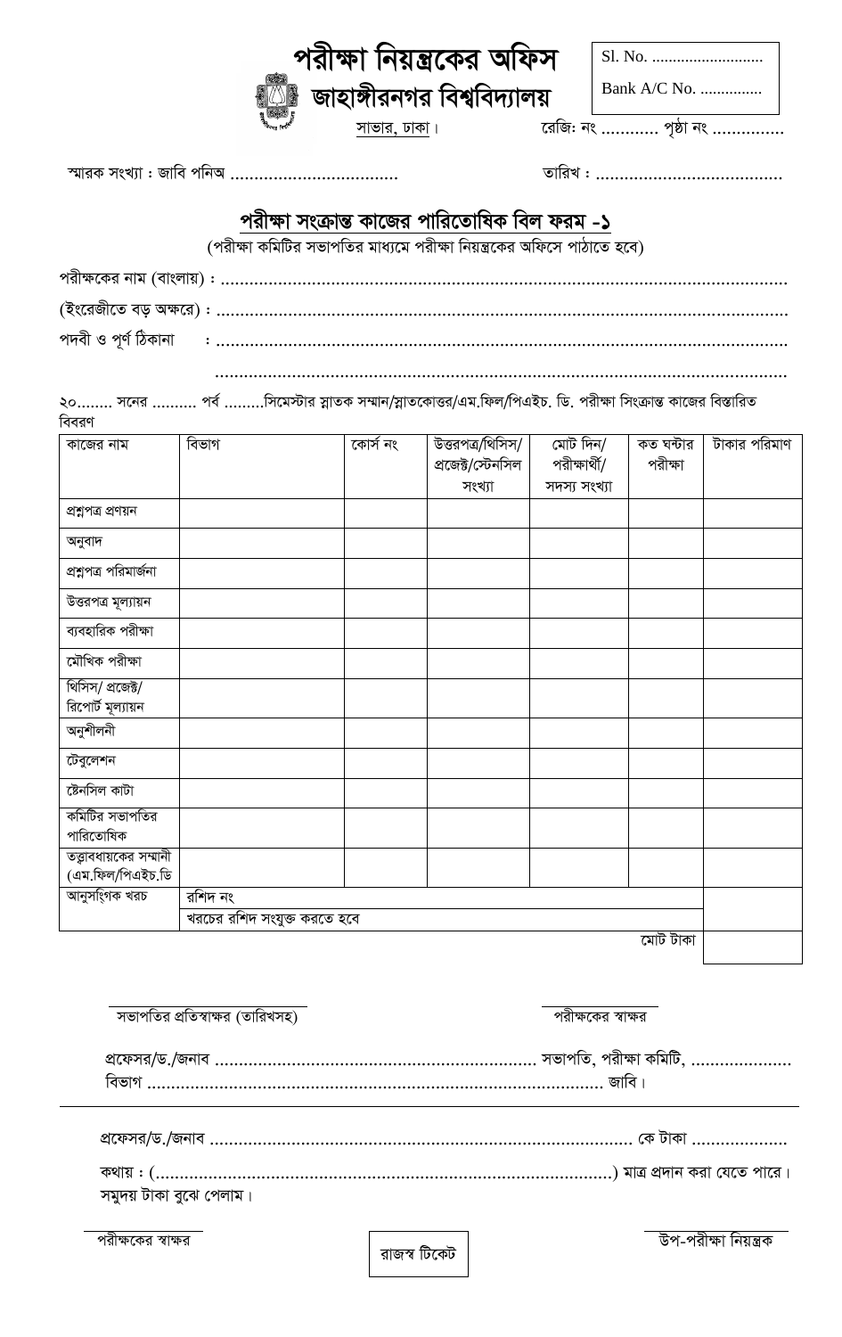# পরীক্ষা নিয়ন্ত্রকের অফিস

## জাহাঙ্গীরনগর বিশ্ববিদ্যালয়

Sl. No. ...........................

Bank A/C No. ...............

সাভার, ঢাকা। রেজি: নং ............ পৃষ্ঠা নং ..............

স্মারক সংখ্যা : জাবি পনিঅ .................................. তারিখ : .......................................

## পরীক্ষা সংক্রান্ত কাজের পারিতোষিক বিল ফরম -১

(পরীক্ষা কমিটির সভাপতির মাধ্যমে পরীক্ষা নিয়ন্ত্রকের অফিসে পাঠাতে হবে)

পরীক্ষকের নাম (বাংলায়) : ....................................................................................................................

(ইংরেজীতে বড় অক্ষরে) : ....................................................................................................................

পদবী ও পূর্ণ ঠিকানা : ....................................................................................................................

....................................................................................................................

২০........ সনের .......... পর্ব .........সিমেস্টার স্নাতক সম্মান/স্নাতকোত্তর/এম.ফিল/পিএইচ. ডি. পরীক্ষা সিংক্রান্ত কাজের বিস্তারিত বিবরণ

| কাজের নাম | বিভাগ | কোর্স নং | উত্তরপত্র/থিসিস/প্রজেক্ট/স্টেনসিল সংখ্যা | মোট দিন/পরীক্ষার্থী/সদস্য সংখ্যা | কত ঘন্টার পরীক্ষা | টাকার পরিমাণ |
|---|---|---|---|---|---|---|
| প্রশ্নপত্র প্রণয়ন | | | | | | |
| অনুবাদ | | | | | | |
| প্রশ্নপত্র পরিমার্জনা | | | | | | |
| উত্তরপত্র মূল্যায়ন | | | | | | |
| ব্যবহারিক পরীক্ষা | | | | | | |
| মৌখিক পরীক্ষা | | | | | | |
| থিসিস/ প্রজেক্ট/ রিপোর্ট মূল্যায়ন | | | | | | |
| অনুশীলনী | | | | | | |
| টেবুলেশন | | | | | | |
| ষ্টেনসিল কাটা | | | | | | |
| কমিটির সভাপতির পারিতোষিক | | | | | | |
| তত্ত্বাবধায়কের সম্মানী (এম.ফিল/পিএইচ.ডি | | | | | | |
| আনুসংগিক খরচ | রশিদ নং | | | | | |
| | খরচের রশিদ সংযুক্ত করতে হবে | | | | | |
| | | | | | মোট টাকা | |

সভাপতির প্রতিস্বাক্ষর (তারিখসহ) পরীক্ষকের স্বাক্ষর

প্রফেসর/ড./জনাব .................................................................. সভাপতি, পরীক্ষা কমিটি, .....................
বিভাগ ............................................................................................... জাবি।

---

প্রফেসর/ড./জনাব ...................................................................................... কে টাকা ...................

কথায় : (...............................................................................................) মাত্র প্রদান করা যেতে পারে।
সমুদয় টাকা বুঝে পেলাম।

পরীক্ষকের স্বাক্ষর রাজস্ব টিকেট উপ-পরীক্ষা নিয়ন্ত্রক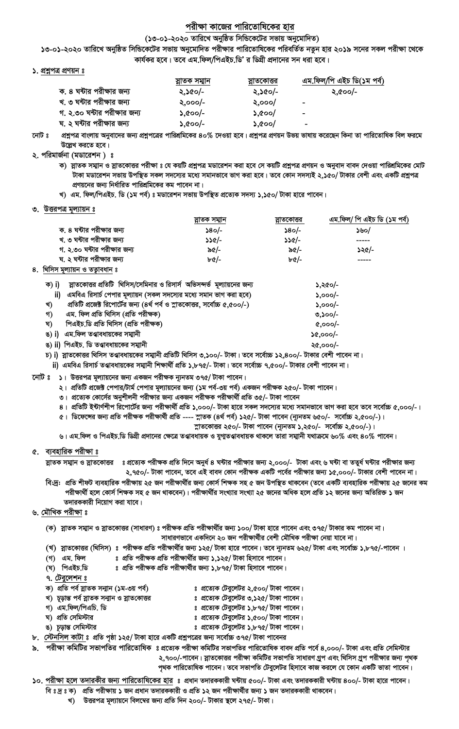# পরীক্ষা কাজের পারিতোষিকের হার

**(১৩-০১-২০২০ তারিখে অনুষ্ঠিত সিন্ডিকেটের সভায় অনুমোদিত)**

**১৩-০১-২০২০ তারিখে অনুষ্ঠিত সিন্ডিকেটের সভায় অনুমোদিত পরীক্ষার পারিতোষিকের পরিবর্তিত নতুন হার ২০১৯ সনের সকল পরীক্ষা থেকে কার্যকর হবে। তবে এম.ফিল/পিএইচ.ডি'র ডিগ্রী প্রদানের সন ধরা হবে।**

## ১. প্রশ্নপত্র প্রণয়ন ঃ

| | স্নাতক সম্মান | স্নাতকোত্তর | এম.ফিল/পি এইচ ডি(১ম পর্ব) |
|---|---|---|---|
| ক. ৪ ঘন্টার পরীক্ষার জন্য | ২,১৫০/- | ২,১৫০/- | ২,৫০০/- |
| খ. ৩ ঘন্টার পরীক্ষার জন্য | ২,০০০/- | ২,০০০/ | - |
| গ. ২.৩০ ঘন্টার পরীক্ষার জন্য | ১,৫০০/- | ১,৫০০/ | - |
| ঘ. ২ ঘন্টার পরীক্ষার জন্য | ১,৫০০/- | ১,৫০০/ | - |

নোট ঃ প্রশ্নপত্র বাংলায় অনুবাদের জন্য প্রশ্নপত্রের পারিশ্রমিকের ৪০% দেওয়া হবে। প্রশ্নপত্র প্রণয়ন উভয় ভাষায় করেছেন কিনা তা পারিতোষিক বিল ফরমে উল্লেখ করতে হবে।

## ২. পরিমার্জনা (মডারেশন ) ঃ

ক) স্নাতক সম্মান ও স্নাতকোত্তর পরীক্ষা ঃ যে কয়টি প্রশ্নপত্র মডারেশন করা হবে সে কয়টি প্রশ্নপত্র প্রণয়ন ও অনুবাদ বাবদ দেওয়া পারিশ্রমিকের মোট টাকা মডারেশন সভায় উপস্থিত সকল সদস্যের মধ্যে সমানভাবে ভাগ করা হবে। তবে কোন সদস্যই ২,১৫০/ টাকার বেশী এবং একটি প্রশ্নপত্র প্রণয়নের জন্য নির্ধারিত পারিশ্রমিকের কম পাবেন না।

খ) এম. ফিল/পিএইচ. ডি (১ম পর্ব) ঃ মডারেশন সভায় উপস্থিত প্রত্যেক সদস্য ১,১৫০/ টাকা হারে পাবেন।

## ৩. উত্তরপত্র মূল্যায়ন ঃ

| | স্নাতক সম্মান | স্নাতকোত্তর | এম.ফিল/ পি এইচ ডি (১ম পর্ব) |
|---|---|---|---|
| ক. ৪ ঘন্টার পরীক্ষার জন্য | ১৪০/- | ১৪০/- | ১৬০/ |
| খ. ৩ ঘন্টার পরীক্ষার জন্য | ১১৫/- | ১১৫/- | ----- |
| গ. ২.৩০ ঘন্টার পরীক্ষার জন্য | ৯৫/- | ৯৫/- | ১২৫/- |
| ঘ. ২ ঘন্টার পরীক্ষার জন্য | ৮৫/- | ৮৫/- | ----- |

## ৪. থিসিস মূল্যায়ন ও তত্ত্বাবধান ঃ

| | |
|---|---|
| ক) i) স্নাতকোত্তর প্রতিটি থিসিস/সেমিনার ও রিসার্স অভিসন্দর্ভ মূল্যায়নের জন্য | ১,২৫০/- |
| ii) এমবিএ রিসার্চ পেপার মূল্যায়ন (সকল সদস্যের মধ্যে সমান ভাগ করা হবে) | ১,০০০/- |
| খ) প্রতিটি প্রজেক্ট রিপোর্টের জন্য (৪র্থ পর্ব ও স্নাতকোত্তর, সর্বোচ্চ ৫,৫০০/-) | ১,০০০/- |
| গ) এম. ফিল প্রতি থিসিস (প্রতি পরীক্ষক) | ৩,১০০/- |
| ঘ) পিএইচ.ডি প্রতি থিসিস (প্রতি পরীক্ষক) | ৫,০০০/- |
| ঙ) i) এম.ফিল তত্ত্বাবধায়কের সম্মানী | ১৫,০০০/- |
| ঙ) ii) পিএইচ. ডি তত্ত্বাবধায়কের সম্মানী | ২৫,০০০/- |

চ) i) স্নাতকোত্তর থিসিস তত্ত্বাবধায়কের সম্মানী প্রতিটি থিসিস ৩,১০০/- টাকা। তবে সর্বোচ্চ ১২,৪০০/- টাকার বেশী পাবেন না।

ii) এমবিএ রিসার্চ তত্ত্বাবধায়কের সম্মানী শিক্ষার্থী প্রতি ১,৮৭৫/- টাকা। তবে সর্বোচ্চ ৭,৫০০/- টাকার বেশী পাবেন না।

নোট ঃ

১। উত্তরপত্র মূল্যায়নের জন্য একজন পরীক্ষক ন্যূনতম ৩৭৫/ টাকা পাবেন।

২। প্রতিটি প্রজেক্ট পেপার/টার্ম পেপার মূল্যায়নের জন্য (১ম পর্ব-৩য় পর্ব) একজন পরীক্ষক ২৫০/- টাকা পাবেন।

৩। প্রত্যেক কোর্সের অনুশীলনী পরীক্ষার জন্য একজন পরীক্ষক পরীক্ষার্থী প্রতি ৩৫/- টাকা পাবেন

৪। প্রতিটি ইন্টার্ণশীপ রিপোর্টের জন্য পরীক্ষার্থী প্রতি ১,০০০/- টাকা হারে সকল সদস্যের মধ্যে সমানভাবে ভাগ করা হবে তবে সর্বোচ্চ ৫,০০০/- টাকা।

৫। ডিফেন্সের জন্য প্রতি পরীক্ষক পরীক্ষার্থী প্রতি ---- স্নাতক (৪র্থ পর্ব) ১২৫/- টাকা পাবেন (ন্যূনতম ৬৫০/- সর্বোচ্চ ২,৫০০/-)।
স্নাতকোত্তর ২৫০/- টাকা পাবেন (ন্যূনতম ১,২৫০/- সর্বোচ্চ ২,৫০০/-)।

৬। এম.ফিল ও পিএইচ.ডি ডিগ্রী প্রদানের ক্ষেত্রে তত্ত্বাবধায়ক ও যুগ্মতত্ত্বাবধায়ক থাকলে তারা সম্মানী যথাক্রমে ৬০% এবং ৪০% পাবেন।

## ৫. ব্যবহারিক পরীক্ষা ঃ

স্নাতক সম্মান ও স্নাতকোত্তর ঃ প্রত্যেক পরীক্ষক প্রতি দিনে অনুর্ধ ৪ ঘন্টার পরীক্ষার জন্য ২,০০০/- টাকা এবং ৬ ঘন্টা বা তদুর্ধ ঘন্টার পরীক্ষার জন্য ২,৭৫০/- টাকা পাবেন, তবে এই বাবদ কোন পরীক্ষক একটি পর্বের পরীক্ষার জন্য ১৫,০০০/- টাকার বেশী পাবেন না।

বিঃদ্রঃ প্রতি শীফট ব্যবহারিক পরীক্ষায় ২৫ জন পরীক্ষার্থীর জন্য কোর্স শিক্ষক সহ ৫ জন উপস্থিত থাকবেন (তবে একটি ব্যবহারিক পরীক্ষায় ২৫ জনের কম পরীক্ষার্থী হলে কোর্স শিক্ষক সহ ৫ জন থাকবেন)। পরীক্ষার্থীর সংখ্যার সংখ্যা ২৫ জনের অধিক হলে প্রতি ১২ জনের জন্য অতিরিক্ত ১ জন তদারককারী নিয়োগ করা যাবে।

## ৬. মৌখিক পরীক্ষা ঃ

(ক) স্নাতক সম্মান ও স্নাতকোত্তর (সাধারণ) ঃ পরীক্ষক প্রতি পরীক্ষার্থীর জন্য ১০০/ টাকা হারে পাবেন এবং ৩৭৫/ টাকার কম পাবেন না। সাধারণভাবে একদিনে ২০ জন পরীক্ষার্থীর বেশী মৌখিক পরীক্ষা নেয়া যাবে না।

(খ) স্নাতকোত্তর (থিসিস) ঃ পরীক্ষক প্রতি পরীক্ষার্থীর জন্য ১২৫/ টাকা হারে পাবেন। তবে ন্যূনতম ৬২৫/ টাকা এবং সর্বোচ্চ ১,৮৭৫/-পাবেন ।

(গ) এম. ফিল ঃ প্রতি পরীক্ষক প্রতি পরীক্ষার্থীর জন্য ১,১২৫/ টাকা হিসাবে পাবেন।

(ঘ) পিএইচ.ডি ঃ প্রতি পরীক্ষক প্রতি পরীক্ষার্থীর জন্য ১,৮৭৫/ টাকা হিসাবে পাবেন।

## ৭. টেবুলেশন ঃ

| | |
|---|---|
| ক) প্রতি পর্ব স্নাতক সম্মান (১ম-৩য় পর্ব) | ঃ প্রত্যেক টেবুলেটর ২,৫০০/ টাকা পাবেন। |
| খ) চূড়ান্ত পর্ব স্নাতক সম্মান ও স্নাতকোত্তর | ঃ প্রত্যেক টেবুলেটর ৩,১২৫/ টাকা পাবেন। |
| গ) এম.ফিল/পিএচি. ডি | ঃ প্রত্যেক টেবুলেটর ১,৮৭৫/ টাকা পাবেন। |
| ঘ) প্রতি সেমিস্টার | ঃ প্রত্যেক টেবুলেটর ১,৫০০/ টাকা পাবেন। |
| ঙ) চূড়ান্ত সেমিস্টার | ঃ প্রত্যেক টেবুলেটর ১,৮৭৫/ টাকা পাবেন। |

## ৮. স্টেনসিল কাটা ঃ

প্রতি পৃষ্ঠা ১২৫/ টাকা হারে একটি প্রশ্নপত্রের জন্য সর্বোচ্চ ৩৭৫/ টাকা পাবেন

## ৯. পরীক্ষা কমিটির সভাপতির পারিতোষিক

ঃ প্রত্যেক পরীক্ষা কমিটির সভাপতি পারিতোষিক বাবদ প্রতি পর্বে ৪,০০০/- টাকা এবং প্রতি সেমিস্টার ২,৭০০/-পাবেন। স্নাতকোত্তর পরীক্ষা কমিটির সভাপতি সাধারণ গ্রুপ এবং থিসিস গ্রুপ পরীক্ষার জন্য পৃথক পৃথক পারিতোষিক পাবেন। তবে সভাপতি টেবুলেটর হিসাবে কাজ করলে যে কোন একটি ভাতা পাবেন।

## ১০. পরীক্ষা হলে তদারকীর জন্য পারিতোষিকের হার

ঃ প্রধান তদারককারী ঘন্টায় ৫০০/- টাকা এবং তদারককারী ঘন্টায় ৪০০/- টাকা হারে পাবেন।

বি ঃ দ্রঃ ক) প্রতি পরীক্ষায় ১ জন প্রধান তদারককারী ও প্রতি ১২ জন পরীক্ষার্থীর জন্য ১ জন তদারককারী থাকবেন।

খ) উত্তরপত্র মূল্যায়নে বিলম্বের জন্য প্রতি দিন ২০০/- টাকার স্থলে ২৭৫/- টাকা।